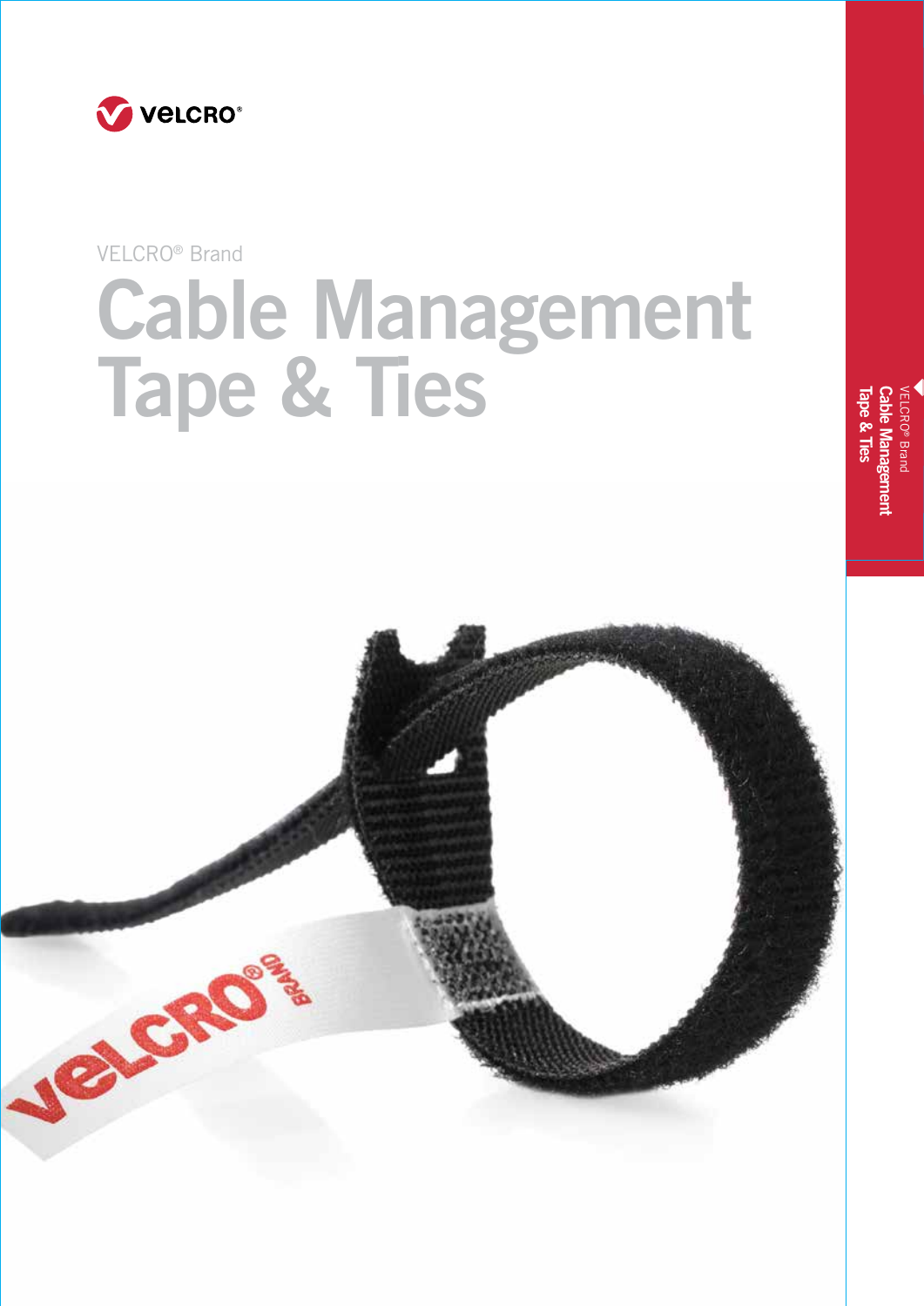VELCRO®

VELCRO® Brand

# Cable Management Tape & Ties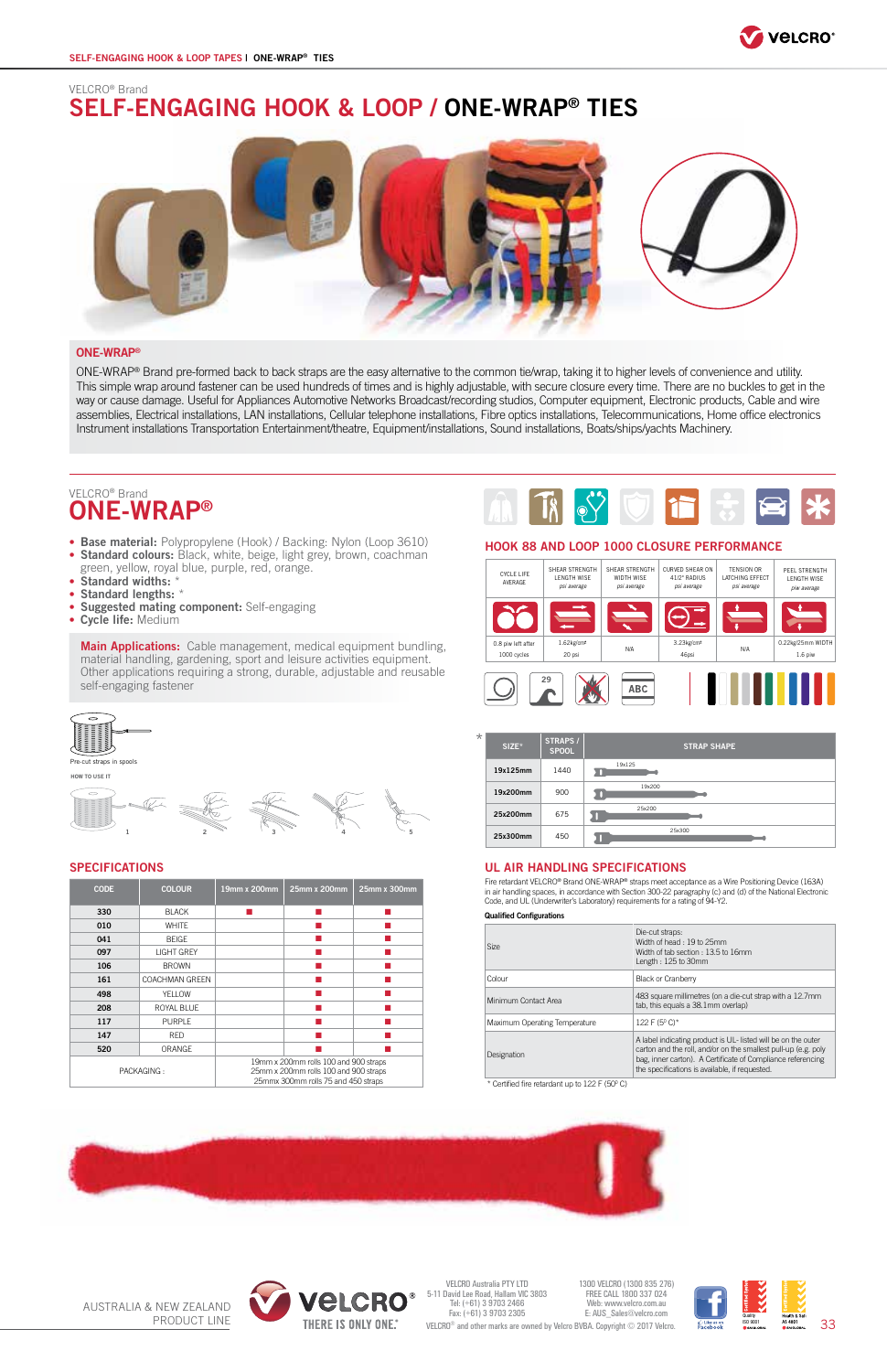VELCRO® Brand

# SELF-ENGAGING HOOK & LOOP / ONE-WRAP® TIES

## ONE-WRAP®

ONE-WRAP® Brand pre-formed back to back straps are the easy alternative to the common tie/wrap, taking it to higher levels of convenience and utility. This simple wrap around fastener can be used hundreds of times and is highly adjustable, with secure closure every time. There are no buckles to get in the way or cause damage. Useful for Appliances Automotive Networks Broadcast/recording studios, Computer equipment, Electronic products, Cable and wire assemblies, Electrical installations, LAN installations, Cellular telephone installations, Fibre optics installations, Telecommunications, Home office electronics Instrument installations Transportation Entertainment/theatre, Equipment/installations, Sound installations, Boats/ships/yachts Machinery.

VELCRO® Brand

## ONE-WRAP®

- **Base material:** Polypropylene (Hook) / Backing: Nylon (Loop 3610)
- **Standard colours:** Black, white, beige, light grey, brown, coachman green, yellow, royal blue, purple, red, orange.
- **Standard widths:** *
- **Standard lengths:** *
- **Suggested mating component:** Self-engaging
- **Cycle life:** Medium

**Main Applications:** Cable management, medical equipment bundling, material handling, gardening, sport and leisure activities equipment. Other applications requiring a strong, durable, adjustable and reusable self-engaging fastener

Pre-cut straps in spools

HOW TO USE IT

1 2 3 4 5

## HOOK 88 AND LOOP 1000 CLOSURE PERFORMANCE

| CYCLE LIFE AVERAGE | SHEAR STRENGTH LENGTH WISE psi average | SHEAR STRENGTH WIDTH WISE psi average | CURVED SHEAR ON 41/2" RADIUS psi average | TENSION OR LATCHING EFFECT psi average | PEEL STRENGTH LENGTH WISE piw average |
|---|---|---|---|---|---|
| 0.8 piw left after 1000 cycles | 1.62kg/cm² 20 psi | N/A | 3.23kg/cm² 46psi | N/A | 0.22kg/25mm WIDTH 1.6 piw |

| SIZE* | STRAPS / SPOOL | STRAP SHAPE |
|---|---|---|
| 19x125mm | 1440 | 19x125 |
| 19x200mm | 900 | 19x200 |
| 25x200mm | 675 | 25x200 |
| 25x300mm | 450 | 25x300 |

## SPECIFICATIONS

| CODE | COLOUR | 19mm x 200mm | 25mm x 200mm | 25mm x 300mm |
|---|---|---|---|---|
| 330 | BLACK | ■ | ■ | ■ |
| 010 | WHITE | | ■ | ■ |
| 041 | BEIGE | | ■ | ■ |
| 097 | LIGHT GREY | | ■ | ■ |
| 106 | BROWN | | ■ | ■ |
| 161 | COACHMAN GREEN | | ■ | ■ |
| 498 | YELLOW | | ■ | ■ |
| 208 | ROYAL BLUE | | ■ | ■ |
| 117 | PURPLE | | ■ | ■ |
| 147 | RED | | ■ | ■ |
| 520 | ORANGE | | ■ | ■ |
| PACKAGING : | | 19mm x 200mm rolls 100 and 900 straps<br>25mm x 200mm rolls 100 and 900 straps<br>25mmx 300mm rolls 75 and 450 straps | | |

## UL AIR HANDLING SPECIFICATIONS

Fire retardant VELCRO® Brand ONE-WRAP® straps meet acceptance as a Wire Positioning Device (163A) in air handling spaces, in accordance with Section 300-22 paragraphy (c) and (d) of the National Electronic Code, and UL (Underwriter's Laboratory) requirements for a rating of 94-Y2.

**Qualified Configurations**

| | |
|---|---|
| Size | Die-cut straps:<br>Width of head : 19 to 25mm<br>Width of tab section : 13.5 to 16mm<br>Length : 125 to 30mm |
| Colour | Black or Cranberry |
| Minimum Contact Area | 483 square millimetres (on a die-cut strap with a 12.7mm tab, this equals a 38.1mm overlap) |
| Maximum Operating Temperature | 122 F (5º C)* |
| Designation | A label indicating product is UL- listed will be on the outer carton and the roll, and/or on the smallest pull-up (e.g. poly bag, inner carton). A Certificate of Compliance referencing the specifications is available, if requested. |

* Certified fire retardant up to 122 F (50º C)

AUSTRALIA & NEW ZEALAND PRODUCT LINE

VELCRO Australia PTY LTD
5-11 David Lee Road, Hallam VIC 3803
Tel: (+61) 3 9703 2466
Fax: (+61) 3 9703 2305

1300 VELCRO (1300 835 276)
FREE CALL 1800 337 024
Web: www.velcro.com.au
E: AUS_Sales@velcro.com

VELCRO® and other marks are owned by Velcro BVBA. Copyright © 2017 Velcro.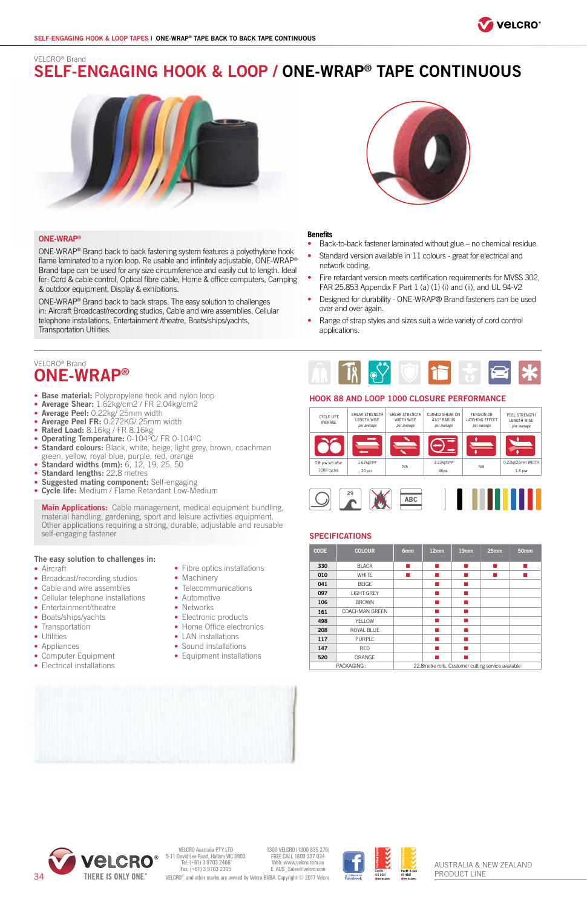VELCRO® Brand

# SELF-ENGAGING HOOK & LOOP / ONE-WRAP® TAPE CONTINUOUS

## ONE-WRAP®

ONE-WRAP® Brand back to back fastening system features a polyethylene hook flame laminated to a nylon loop. Re usable and infinitely adjustable, ONE-WRAP® Brand tape can be used for any size circumference and easily cut to length. Ideal for: Cord & cable control, Optical fibre cable, Home & office computers, Camping & outdoor equipment, Display & exhibitions.

ONE-WRAP® Brand back to back straps. The easy solution to challenges in: Aircraft Broadcast/recording studios, Cable and wire assemblies, Cellular telephone installations, Entertainment /theatre, Boats/ships/yachts, Transportation Utilities.

### Benefits

- Back-to-back fastener laminated without glue – no chemical residue.
- Standard version available in 11 colours - great for electrical and network coding.
- Fire retardant version meets certification requirements for MVSS 302, FAR 25.853 Appendix F Part 1 (a) (1) (i) and (ii), and UL 94-V2
- Designed for durability - ONE-WRAP® Brand fasteners can be used over and over again.
- Range of strap styles and sizes suit a wide variety of cord control applications.

VELCRO® Brand

## ONE-WRAP®

- **Base material:** Polypropylene hook and nylon loop
- **Average Shear:** 1.62kg/cm2 / FR 2.04kg/cm2
- **Average Peel:** 0.22kg/ 25mm width
- **Average Peel FR:** 0.272KG/ 25mm width
- **Rated Load:** 8.16kg / FR 8.16kg
- **Operating Temperature:** 0-104°C/ FR 0-104°C
- **Standard colours:** Black, white, beige, light grey, brown, coachman green, yellow, royal blue, purple, red, orange
- **Standard widths (mm):** 6, 12, 19, 25, 50
- **Standard lengths:** 22.8 metres
- **Suggested mating component:** Self-engaging
- **Cycle life:** Medium / Flame Retardant Low-Medium

**Main Applications:** Cable management, medical equipment bundling, material handling, gardening, sport and leisure activities equipment. Other applications requiring a strong, durable, adjustable and reusable self-engaging fastener

### The easy solution to challenges in:

- Aircraft
- Broadcast/recording studios
- Cable and wire assembles
- Cellular telephone installations
- Entertainment/theatre
- Boats/ships/yachts
- Transportation
- Utilities
- Appliances
- Computer Equipment
- Electrical installations
- Fibre optics installations
- Machinery
- Telecommunications
- Automotive
- Networks
- Electronic products
- Home Office electronics
- LAN installations
- Sound installations
- Equipment installations

### HOOK 88 AND LOOP 1000 CLOSURE PERFORMANCE

| CYCLE LIFE AVERAGE | SHEAR STRENGTH LENGTH WISE psi average | SHEAR STRENGTH WIDTH WISE psi average | CURVED SHEAR ON 41/2" RADIUS psi average | TENSION OR LATCHING EFFECT psi average | PEEL STRENGTH LENGTH WISE piw average |
|---|---|---|---|---|---|
| 0.8 piw left after 1000 cycles | 1.62kg/cm² 20 psi | N/A | 3.23kg/cm² 46psi | N/A | 0.22kg/25mm WIDTH 1.6 piw |

ABC

### SPECIFICATIONS

| CODE | COLOUR | 6mm | 12mm | 19mm | 25mm | 50mm |
|---|---|---|---|---|---|---|
| 330 | BLACK | ■ | ■ | ■ | ■ | ■ |
| 010 | WHITE | ■ | ■ | ■ | ■ | ■ |
| 041 | BEIGE | | ■ | ■ | | |
| 097 | LIGHT GREY | | ■ | ■ | | |
| 106 | BROWN | | ■ | ■ | | |
| 161 | COACHMAN GREEN | | ■ | ■ | | |
| 498 | YELLOW | | ■ | ■ | | |
| 208 | ROYAL BLUE | | ■ | ■ | | |
| 117 | PURPLE | | ■ | ■ | | |
| 147 | RED | | ■ | ■ | | |
| 520 | ORANGE | | ■ | ■ | | |
| PACKAGING : | 22.8metre rolls. Customer cutting service available | | | | | |

VELCRO Australia PTY LTD
5-11 David Lee Road, Hallam VIC 3803
Tel: (+61) 3 9703 2466
Fax: (+61) 3 9703 2305

1300 VELCRO (1300 835 276)
FREE CALL 1800 337 024
Web: www.velcro.com.au
E: AUS_Sales@velcro.com

VELCRO® and other marks are owned by Velcro BVBA. Copyright © 2017 Velcro.

AUSTRALIA & NEW ZEALAND PRODUCT LINE